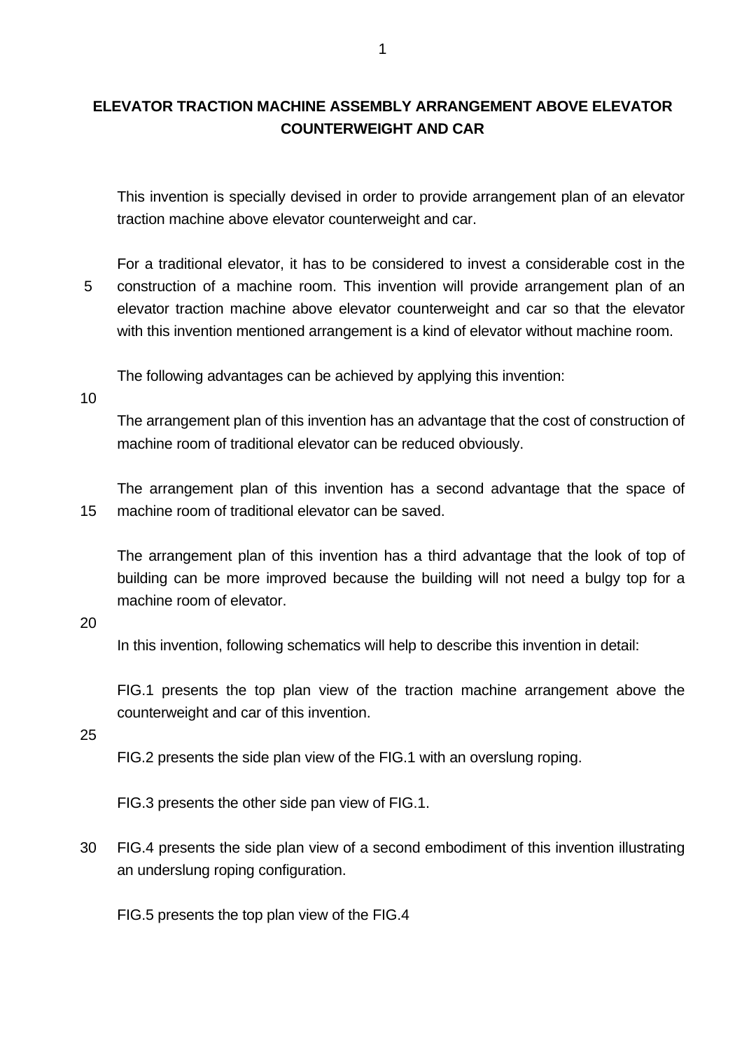# ELEVATOR TRACTION MACHINE ASSEMBLY ARRANGEMENT ABOVE ELEVATOR COUNTERWEIGHT AND CAR

This invention is specially devised in order to provide arrangement plan of an elevator traction machine above elevator counterweight and car.

For a traditional elevator, it has to be considered to invest a considerable cost in the construction of a machine room. This invention will provide arrangement plan of an elevator traction machine above elevator counterweight and car so that the elevator with this invention mentioned arrangement is a kind of elevator without machine room.

The following advantages can be achieved by applying this invention:

The arrangement plan of this invention has an advantage that the cost of construction of machine room of traditional elevator can be reduced obviously.

The arrangement plan of this invention has a second advantage that the space of machine room of traditional elevator can be saved.

The arrangement plan of this invention has a third advantage that the look of top of building can be more improved because the building will not need a bulgy top for a machine room of elevator.

In this invention, following schematics will help to describe this invention in detail:

FIG.1 presents the top plan view of the traction machine arrangement above the counterweight and car of this invention.

FIG.2 presents the side plan view of the FIG.1 with an overslung roping.

FIG.3 presents the other side pan view of FIG.1.

FIG.4 presents the side plan view of a second embodiment of this invention illustrating an underslung roping configuration.

FIG.5 presents the top plan view of the FIG.4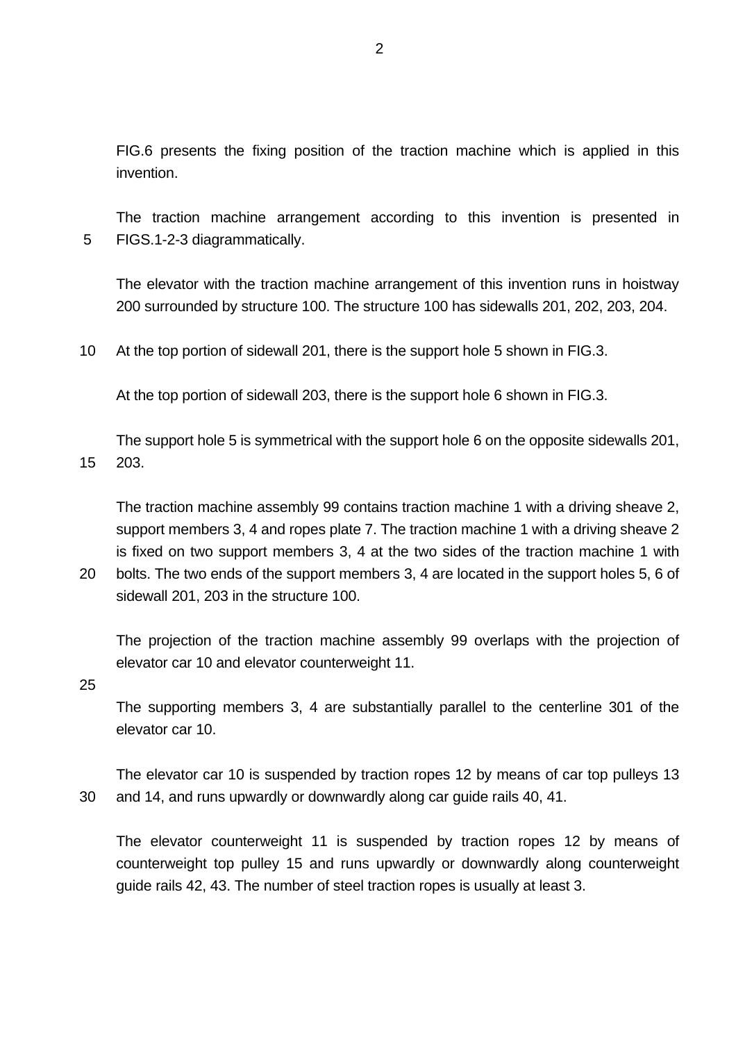FIG.6 presents the fixing position of the traction machine which is applied in this invention.

The traction machine arrangement according to this invention is presented in FIGS.1-2-3 diagrammatically.

The elevator with the traction machine arrangement of this invention runs in hoistway 200 surrounded by structure 100. The structure 100 has sidewalls 201, 202, 203, 204.

At the top portion of sidewall 201, there is the support hole 5 shown in FIG.3.

At the top portion of sidewall 203, there is the support hole 6 shown in FIG.3.

The support hole 5 is symmetrical with the support hole 6 on the opposite sidewalls 201, 203.

The traction machine assembly 99 contains traction machine 1 with a driving sheave 2, support members 3, 4 and ropes plate 7. The traction machine 1 with a driving sheave 2 is fixed on two support members 3, 4 at the two sides of the traction machine 1 with bolts. The two ends of the support members 3, 4 are located in the support holes 5, 6 of sidewall 201, 203 in the structure 100.

The projection of the traction machine assembly 99 overlaps with the projection of elevator car 10 and elevator counterweight 11.

The supporting members 3, 4 are substantially parallel to the centerline 301 of the elevator car 10.

The elevator car 10 is suspended by traction ropes 12 by means of car top pulleys 13 and 14, and runs upwardly or downwardly along car guide rails 40, 41.

The elevator counterweight 11 is suspended by traction ropes 12 by means of counterweight top pulley 15 and runs upwardly or downwardly along counterweight guide rails 42, 43. The number of steel traction ropes is usually at least 3.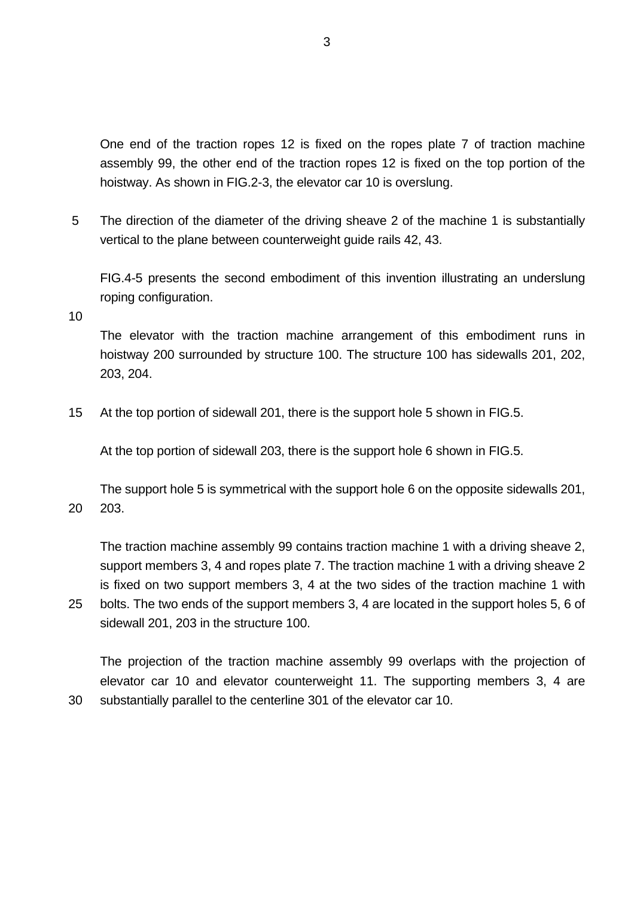One end of the traction ropes 12 is fixed on the ropes plate 7 of traction machine assembly 99, the other end of the traction ropes 12 is fixed on the top portion of the hoistway. As shown in FIG.2-3, the elevator car 10 is overslung.

The direction of the diameter of the driving sheave 2 of the machine 1 is substantially vertical to the plane between counterweight guide rails 42, 43.

FIG.4-5 presents the second embodiment of this invention illustrating an underslung roping configuration.

The elevator with the traction machine arrangement of this embodiment runs in hoistway 200 surrounded by structure 100. The structure 100 has sidewalls 201, 202, 203, 204.

At the top portion of sidewall 201, there is the support hole 5 shown in FIG.5.

At the top portion of sidewall 203, there is the support hole 6 shown in FIG.5.

The support hole 5 is symmetrical with the support hole 6 on the opposite sidewalls 201, 203.

The traction machine assembly 99 contains traction machine 1 with a driving sheave 2, support members 3, 4 and ropes plate 7. The traction machine 1 with a driving sheave 2 is fixed on two support members 3, 4 at the two sides of the traction machine 1 with bolts. The two ends of the support members 3, 4 are located in the support holes 5, 6 of sidewall 201, 203 in the structure 100.

The projection of the traction machine assembly 99 overlaps with the projection of elevator car 10 and elevator counterweight 11. The supporting members 3, 4 are substantially parallel to the centerline 301 of the elevator car 10.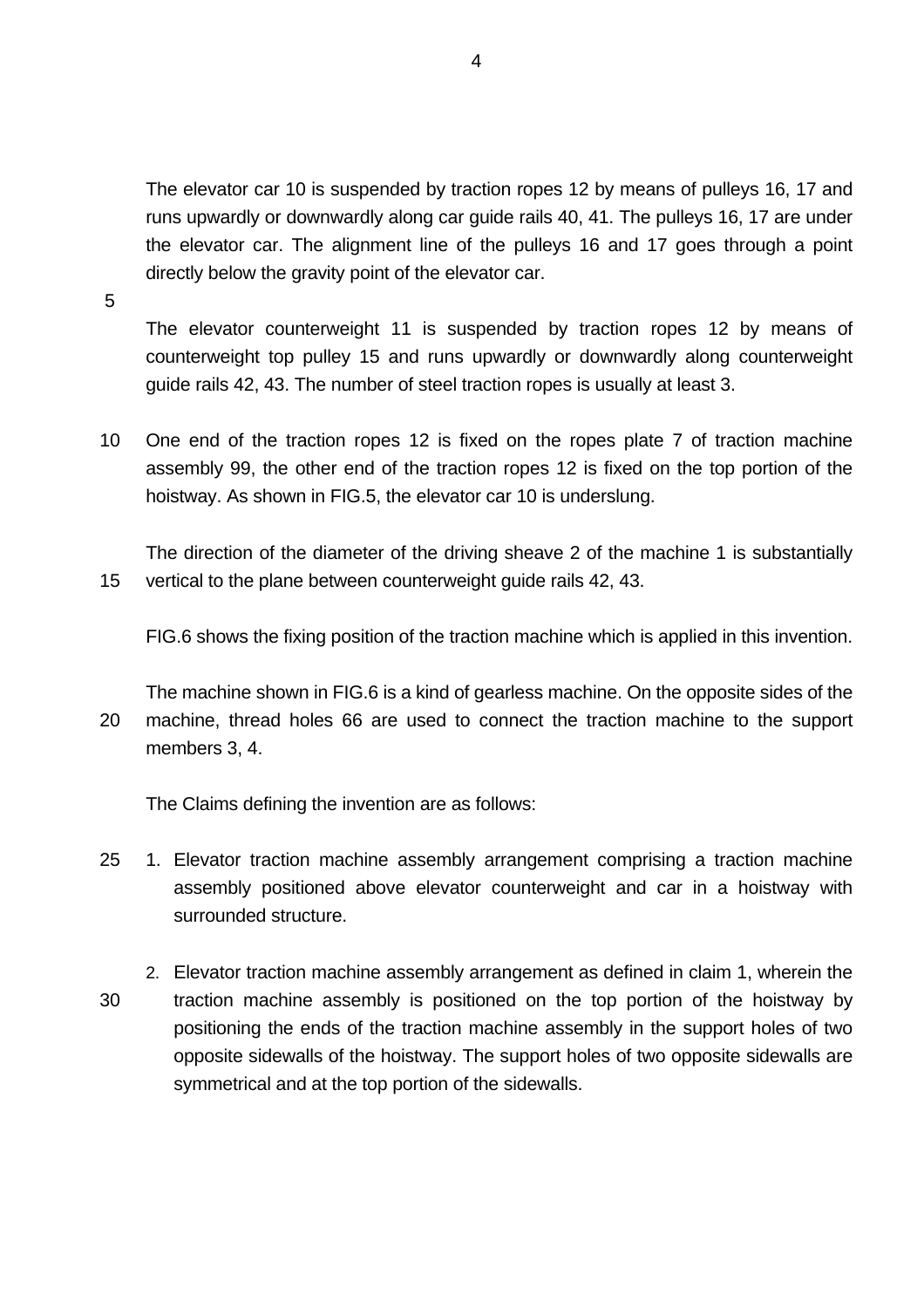The elevator car 10 is suspended by traction ropes 12 by means of pulleys 16, 17 and runs upwardly or downwardly along car guide rails 40, 41. The pulleys 16, 17 are under the elevator car. The alignment line of the pulleys 16 and 17 goes through a point directly below the gravity point of the elevator car.

The elevator counterweight 11 is suspended by traction ropes 12 by means of counterweight top pulley 15 and runs upwardly or downwardly along counterweight guide rails 42, 43. The number of steel traction ropes is usually at least 3.

One end of the traction ropes 12 is fixed on the ropes plate 7 of traction machine assembly 99, the other end of the traction ropes 12 is fixed on the top portion of the hoistway. As shown in FIG.5, the elevator car 10 is underslung.

The direction of the diameter of the driving sheave 2 of the machine 1 is substantially vertical to the plane between counterweight guide rails 42, 43.

FIG.6 shows the fixing position of the traction machine which is applied in this invention.

The machine shown in FIG.6 is a kind of gearless machine. On the opposite sides of the machine, thread holes 66 are used to connect the traction machine to the support members 3, 4.

The Claims defining the invention are as follows:

1. Elevator traction machine assembly arrangement comprising a traction machine assembly positioned above elevator counterweight and car in a hoistway with surrounded structure.

2. Elevator traction machine assembly arrangement as defined in claim 1, wherein the traction machine assembly is positioned on the top portion of the hoistway by positioning the ends of the traction machine assembly in the support holes of two opposite sidewalls of the hoistway. The support holes of two opposite sidewalls are symmetrical and at the top portion of the sidewalls.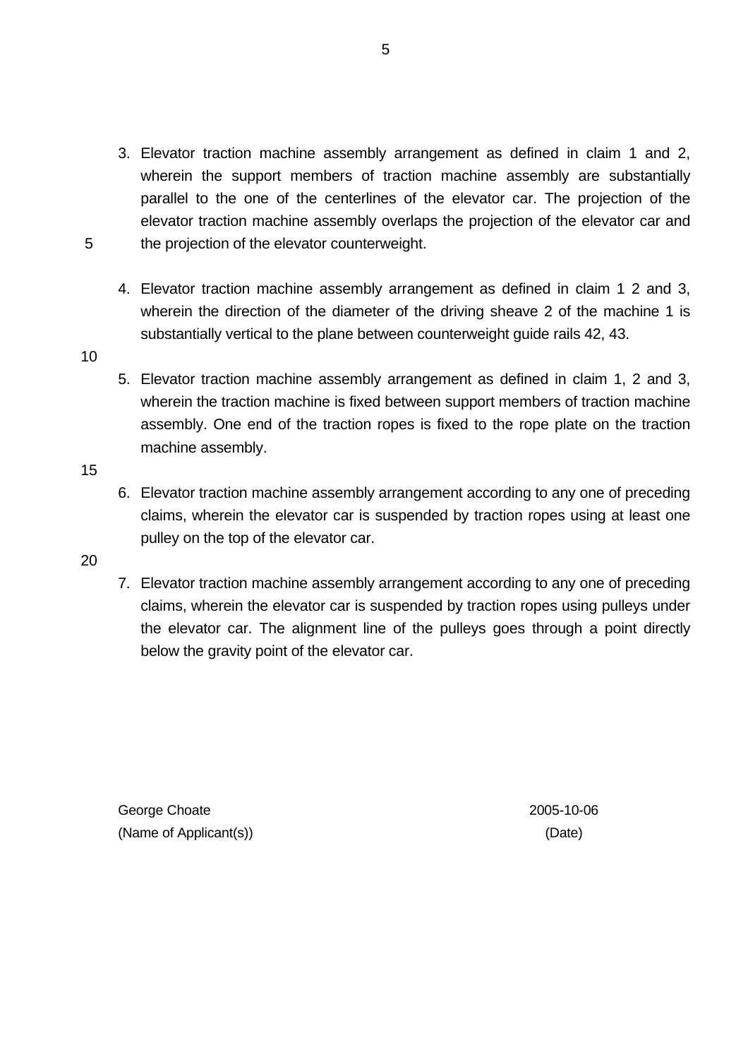3. Elevator traction machine assembly arrangement as defined in claim 1 and 2, wherein the support members of traction machine assembly are substantially parallel to the one of the centerlines of the elevator car. The projection of the elevator traction machine assembly overlaps the projection of the elevator car and the projection of the elevator counterweight.

4. Elevator traction machine assembly arrangement as defined in claim 1 2 and 3, wherein the direction of the diameter of the driving sheave 2 of the machine 1 is substantially vertical to the plane between counterweight guide rails 42, 43.

5. Elevator traction machine assembly arrangement as defined in claim 1, 2 and 3, wherein the traction machine is fixed between support members of traction machine assembly. One end of the traction ropes is fixed to the rope plate on the traction machine assembly.

6. Elevator traction machine assembly arrangement according to any one of preceding claims, wherein the elevator car is suspended by traction ropes using at least one pulley on the top of the elevator car.

7. Elevator traction machine assembly arrangement according to any one of preceding claims, wherein the elevator car is suspended by traction ropes using pulleys under the elevator car. The alignment line of the pulleys goes through a point directly below the gravity point of the elevator car.

George Choate — 2005-10-06

(Name of Applicant(s)) — (Date)